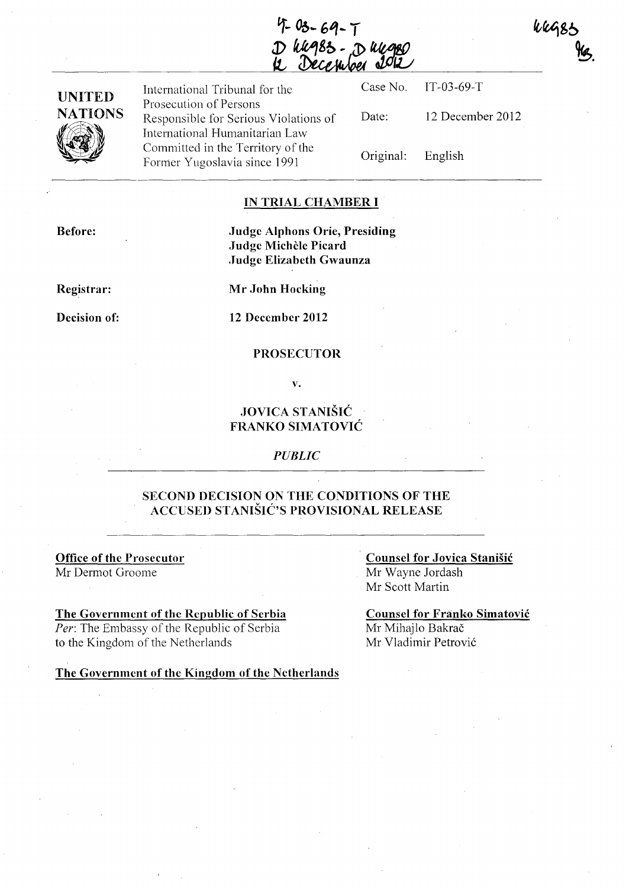IT-03-69-T
D 44983 - D 44980
12 December 2012

44983
MB.

| UNITED NATIONS | International Tribunal for the Prosecution of Persons Responsible for Serious Violations of International Humanitarian Law Committed in the Territory of the Former Yugoslavia since 1991 | Case No. | IT-03-69-T |
|---|---|---|---|
| | | Date: | 12 December 2012 |
| | | Original: | English |

**IN TRIAL CHAMBER I**

**Before:** **Judge Alphons Orie, Presiding**
**Judge Michèle Picard**
**Judge Elizabeth Gwaunza**

**Registrar:** **Mr John Hocking**

**Decision of:** **12 December 2012**

**PROSECUTOR**

**v.**

**JOVICA STANIŠIĆ**
**FRANKO SIMATOVIĆ**

*PUBLIC*

## SECOND DECISION ON THE CONDITIONS OF THE ACCUSED STANIŠIĆ'S PROVISIONAL RELEASE

**Office of the Prosecutor**
Mr Dermot Groome

**Counsel for Jovica Stanišić**
Mr Wayne Jordash
Mr Scott Martin

**The Government of the Republic of Serbia**
*Per*: The Embassy of the Republic of Serbia to the Kingdom of the Netherlands

**Counsel for Franko Simatović**
Mr Mihajlo Bakrač
Mr Vladimir Petrović

**The Government of the Kingdom of the Netherlands**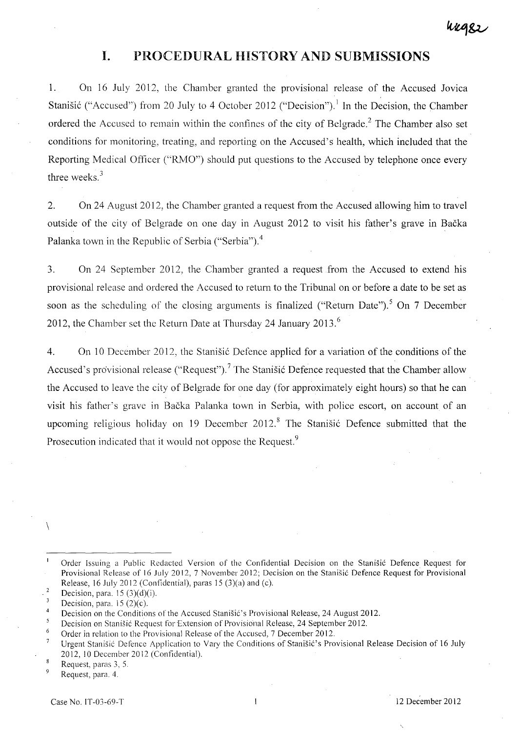# I. PROCEDURAL HISTORY AND SUBMISSIONS

1. On 16 July 2012, the Chamber granted the provisional release of the Accused Jovica Stanišić ("Accused") from 20 July to 4 October 2012 ("Decision").[1] In the Decision, the Chamber ordered the Accused to remain within the confines of the city of Belgrade.[2] The Chamber also set conditions for monitoring, treating, and reporting on the Accused's health, which included that the Reporting Medical Officer ("RMO") should put questions to the Accused by telephone once every three weeks.[3]

2. On 24 August 2012, the Chamber granted a request from the Accused allowing him to travel outside of the city of Belgrade on one day in August 2012 to visit his father's grave in Bačka Palanka town in the Republic of Serbia ("Serbia").[4]

3. On 24 September 2012, the Chamber granted a request from the Accused to extend his provisional release and ordered the Accused to return to the Tribunal on or before a date to be set as soon as the scheduling of the closing arguments is finalized ("Return Date").[5] On 7 December 2012, the Chamber set the Return Date at Thursday 24 January 2013.[6]

4. On 10 December 2012, the Stanišić Defence applied for a variation of the conditions of the Accused's provisional release ("Request").[7] The Stanišić Defence requested that the Chamber allow the Accused to leave the city of Belgrade for one day (for approximately eight hours) so that he can visit his father's grave in Bačka Palanka town in Serbia, with police escort, on account of an upcoming religious holiday on 19 December 2012.[8] The Stanišić Defence submitted that the Prosecution indicated that it would not oppose the Request.[9]

---

[1] Order Issuing a Public Redacted Version of the Confidential Decision on the Stanišić Defence Request for Provisional Release of 16 July 2012, 7 November 2012; Decision on the Stanišić Defence Request for Provisional Release, 16 July 2012 (Confidential), paras 15 (3)(a) and (c).

[2] Decision, para. 15 (3)(d)(i).

[3] Decision, para. 15 (2)(c).

[4] Decision on the Conditions of the Accused Stanišić's Provisional Release, 24 August 2012.

[5] Decision on Stanišić Request for Extension of Provisional Release, 24 September 2012.

[6] Order in relation to the Provisional Release of the Accused, 7 December 2012.

[7] Urgent Stanišić Defence Application to Vary the Conditions of Stanišić's Provisional Release Decision of 16 July 2012, 10 December 2012 (Confidential).

[8] Request, paras 3, 5.

[9] Request, para. 4.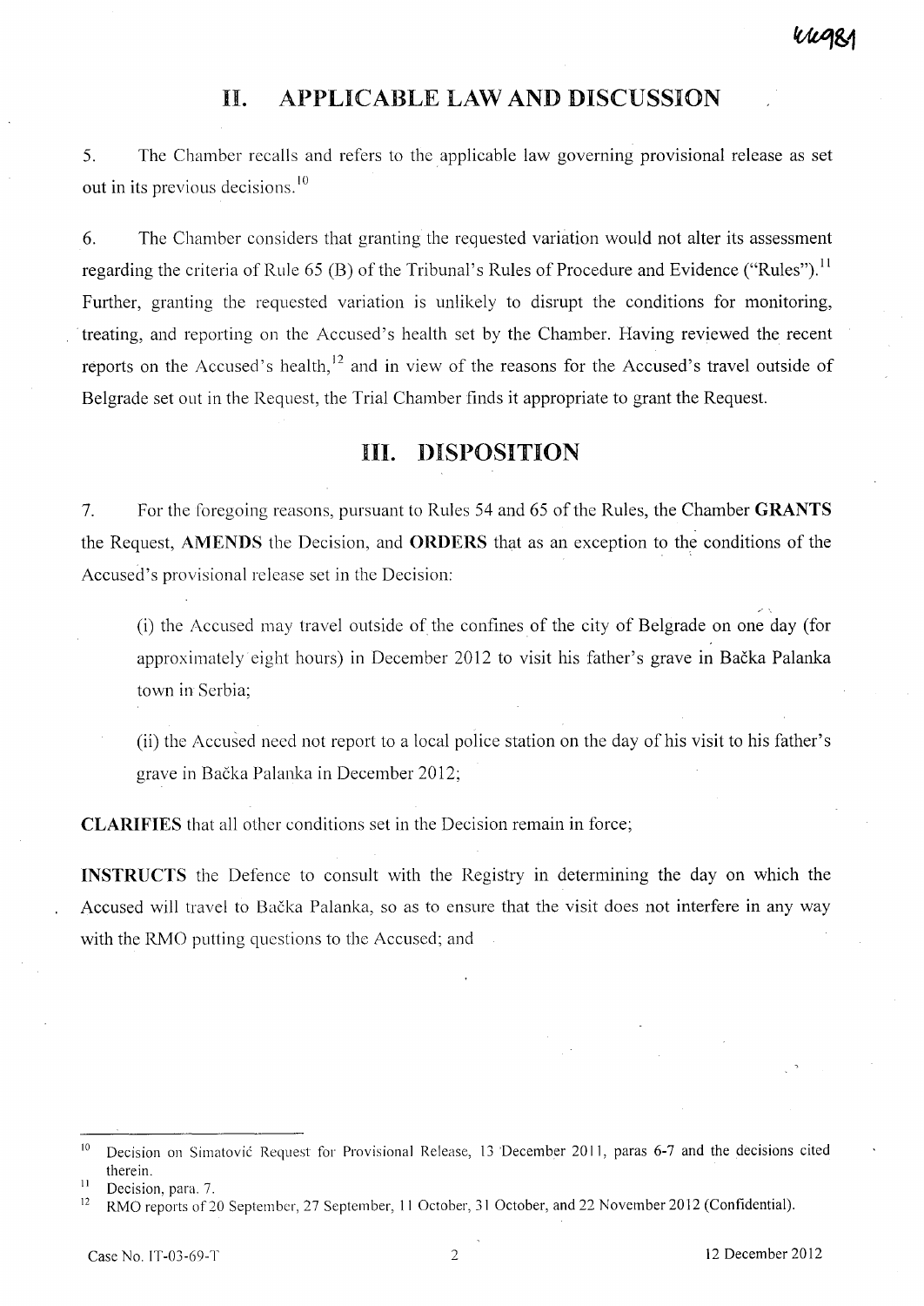## II. APPLICABLE LAW AND DISCUSSION

5. The Chamber recalls and refers to the applicable law governing provisional release as set out in its previous decisions.[10]

6. The Chamber considers that granting the requested variation would not alter its assessment regarding the criteria of Rule 65 (B) of the Tribunal's Rules of Procedure and Evidence ("Rules").[11] Further, granting the requested variation is unlikely to disrupt the conditions for monitoring, treating, and reporting on the Accused's health set by the Chamber. Having reviewed the recent reports on the Accused's health,[12] and in view of the reasons for the Accused's travel outside of Belgrade set out in the Request, the Trial Chamber finds it appropriate to grant the Request.

## III. DISPOSITION

7. For the foregoing reasons, pursuant to Rules 54 and 65 of the Rules, the Chamber **GRANTS** the Request, **AMENDS** the Decision, and **ORDERS** that as an exception to the conditions of the Accused's provisional release set in the Decision:

(i) the Accused may travel outside of the confines of the city of Belgrade on one day (for approximately eight hours) in December 2012 to visit his father's grave in Bačka Palanka town in Serbia;

(ii) the Accused need not report to a local police station on the day of his visit to his father's grave in Bačka Palanka in December 2012;

**CLARIFIES** that all other conditions set in the Decision remain in force;

**INSTRUCTS** the Defence to consult with the Registry in determining the day on which the Accused will travel to Bačka Palanka, so as to ensure that the visit does not interfere in any way with the RMO putting questions to the Accused; and

---

[10] Decision on Simatović Request for Provisional Release, 13 December 2011, paras 6-7 and the decisions cited therein.

[11] Decision, para. 7.

[12] RMO reports of 20 September, 27 September, 11 October, 31 October, and 22 November 2012 (Confidential).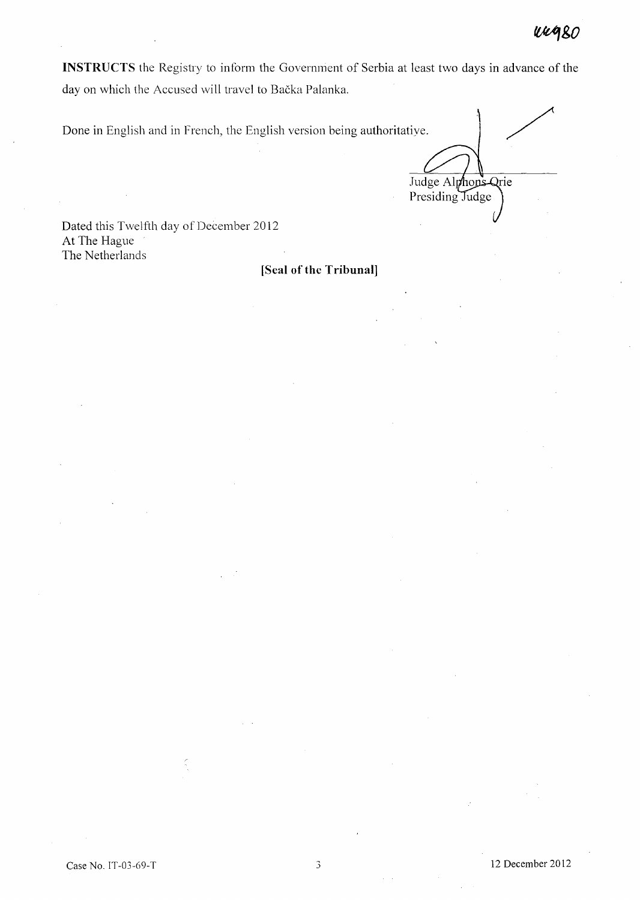**INSTRUCTS** the Registry to inform the Government of Serbia at least two days in advance of the day on which the Accused will travel to Bačka Palanka.

Done in English and in French, the English version being authoritative.

Judge Alphons Orie
Presiding Judge

Dated this Twelfth day of December 2012
At The Hague
The Netherlands

**[Seal of the Tribunal]**